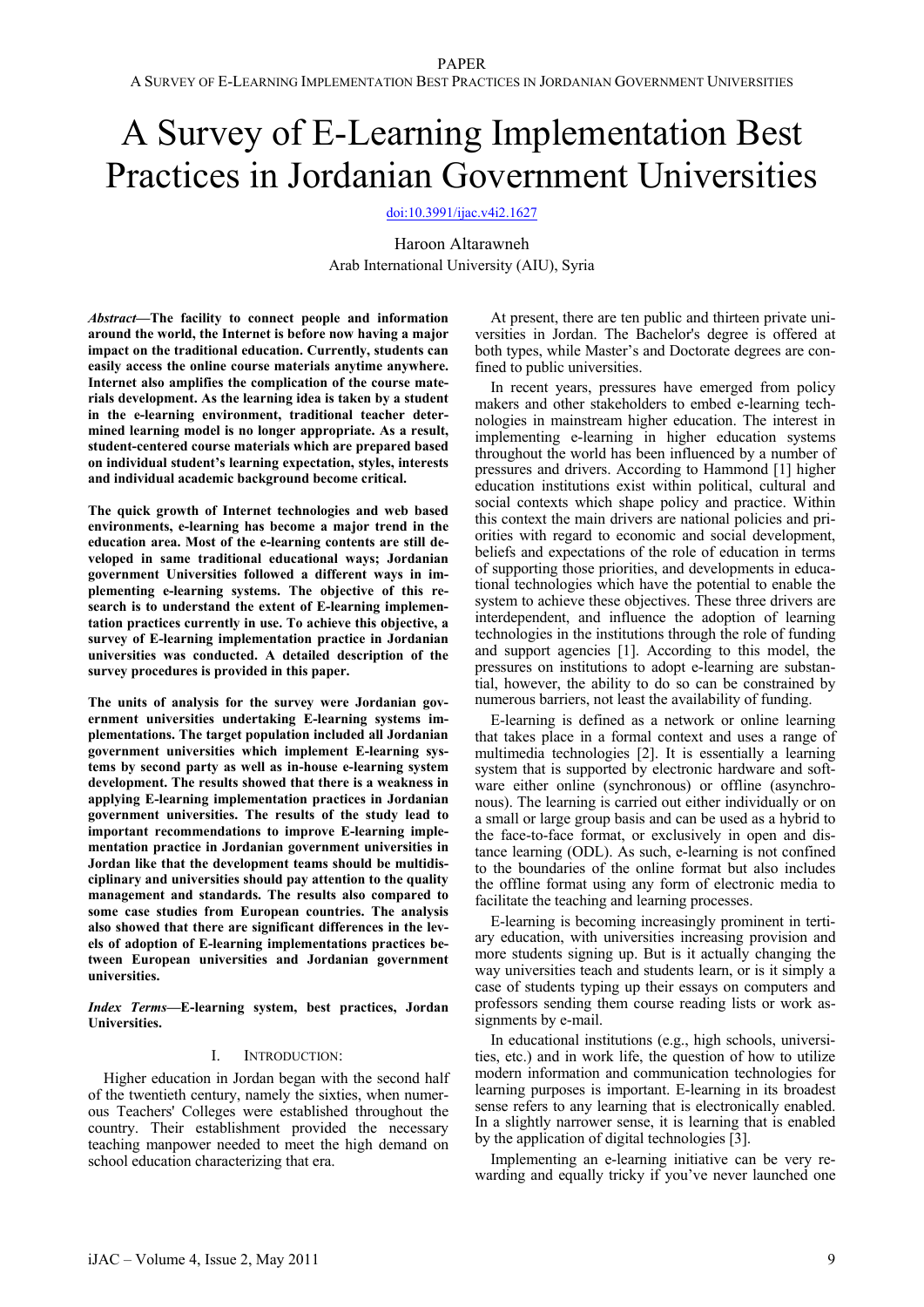# A Survey of E-Learning Implementation Best Practices in Jordanian Government Universities

doi:10.3991/ijac.v4i2.1627

Haroon Altarawneh
Arab International University (AIU), Syria

***Abstract*—The facility to connect people and information around the world, the Internet is before now having a major impact on the traditional education. Currently, students can easily access the online course materials anytime anywhere. Internet also amplifies the complication of the course materials development. As the learning idea is taken by a student in the e-learning environment, traditional teacher determined learning model is no longer appropriate. As a result, student-centered course materials which are prepared based on individual student's learning expectation, styles, interests and individual academic background become critical.**

**The quick growth of Internet technologies and web based environments, e-learning has become a major trend in the education area. Most of the e-learning contents are still developed in same traditional educational ways; Jordanian government Universities followed a different ways in implementing e-learning systems. The objective of this research is to understand the extent of E-learning implementation practices currently in use. To achieve this objective, a survey of E-learning implementation practice in Jordanian government universities was conducted. A detailed description of the survey procedures is provided in this paper.**

**The units of analysis for the survey were Jordanian government universities undertaking E-learning systems implementations. The target population included all Jordanian government universities which implement E-learning systems by second party as well as in-house e-learning system development. The results showed that there is a weakness in applying E-learning implementation practices in Jordanian government universities. The results of the study lead to important recommendations to improve E-learning implementation practice in Jordanian government universities in Jordan like that the development teams should be multidisciplinary and universities should pay attention to the quality management and standards. The results also compared to some case studies from European countries. The analysis also showed that there are significant differences in the levels of adoption of E-learning implementations practices between European universities and Jordanian government universities.**

***Index Terms*—E-learning system, best practices, Jordan Universities.**

## I. Introduction:

Higher education in Jordan began with the second half of the twentieth century, namely the sixties, when numerous Teachers' Colleges were established throughout the country. Their establishment provided the necessary teaching manpower needed to meet the high demand on school education characterizing that era.

At present, there are ten public and thirteen private universities in Jordan. The Bachelor's degree is offered at both types, while Master's and Doctorate degrees are confined to public universities.

In recent years, pressures have emerged from policy makers and other stakeholders to embed e-learning technologies in mainstream higher education. The interest in implementing e-learning in higher education systems throughout the world has been influenced by a number of pressures and drivers. According to Hammond [1] higher education institutions exist within political, cultural and social contexts which shape policy and practice. Within this context the main drivers are national policies and priorities with regard to economic and social development, beliefs and expectations of the role of education in terms of supporting those priorities, and developments in educational technologies which have the potential to enable the system to achieve these objectives. These three drivers are interdependent, and influence the adoption of learning technologies in the institutions through the role of funding and support agencies [1]. According to this model, the pressures on institutions to adopt e-learning are substantial, however, the ability to do so can be constrained by numerous barriers, not least the availability of funding.

E-learning is defined as a network or online learning that takes place in a formal context and uses a range of multimedia technologies [2]. It is essentially a learning system that is supported by electronic hardware and software either online (synchronous) or offline (asynchronous). The learning is carried out either individually or on a small or large group basis and can be used as a hybrid to the face-to-face format, or exclusively in open and distance learning (ODL). As such, e-learning is not confined to the boundaries of the online format but also includes the offline format using any form of electronic media to facilitate the teaching and learning processes.

E-learning is becoming increasingly prominent in tertiary education, with universities increasing provision and more students signing up. But is it actually changing the way universities teach and students learn, or is it simply a case of students typing up their essays on computers and professors sending them course reading lists or work assignments by e-mail.

In educational institutions (e.g., high schools, universities, etc.) and in work life, the question of how to utilize modern information and communication technologies for learning purposes is important. E-learning in its broadest sense refers to any learning that is electronically enabled. In a slightly narrower sense, it is learning that is enabled by the application of digital technologies [3].

Implementing an e-learning initiative can be very rewarding and equally tricky if you've never launched one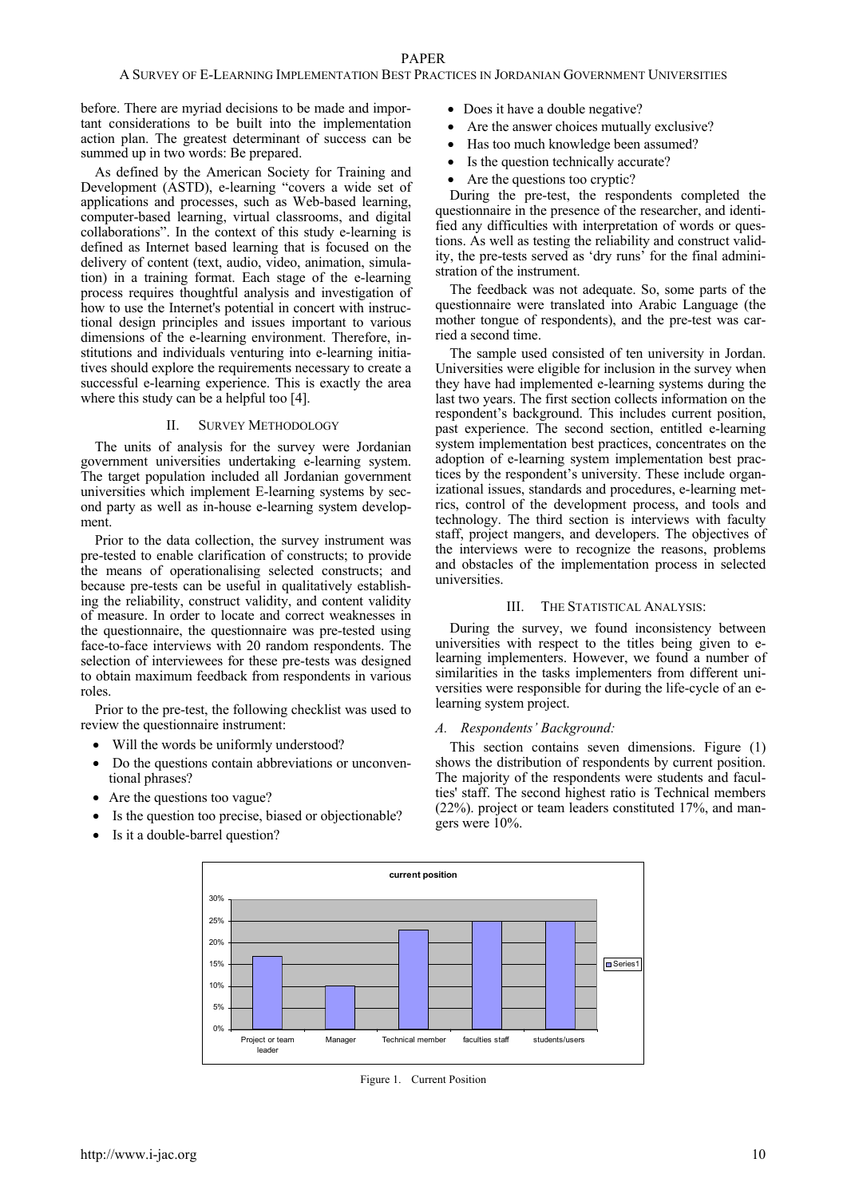before. There are myriad decisions to be made and important considerations to be built into the implementation action plan. The greatest determinant of success can be summed up in two words: Be prepared.

As defined by the American Society for Training and Development (ASTD), e-learning "covers a wide set of applications and processes, such as Web-based learning, computer-based learning, virtual classrooms, and digital collaborations". In the context of this study e-learning is defined as Internet based learning that is focused on the delivery of content (text, audio, video, animation, simulation) in a training format. Each stage of the e-learning process requires thoughtful analysis and investigation of how to use the Internet's potential in concert with instructional design principles and issues important to various dimensions of the e-learning environment. Therefore, institutions and individuals venturing into e-learning initiatives should explore the requirements necessary to create a successful e-learning experience. This is exactly the area where this study can be a helpful too [4].

## II. Survey Methodology

The units of analysis for the survey were Jordanian government universities undertaking e-learning system. The target population included all Jordanian government universities which implement E-learning systems by second party as well as in-house e-learning system development.

Prior to the data collection, the survey instrument was pre-tested to enable clarification of constructs; to provide the means of operationalising selected constructs; and because pre-tests can be useful in qualitatively establishing the reliability, construct validity, and content validity of measure. In order to locate and correct weaknesses in the questionnaire, the questionnaire was pre-tested using face-to-face interviews with 20 random respondents. The selection of interviewees for these pre-tests was designed to obtain maximum feedback from respondents in various roles.

Prior to the pre-test, the following checklist was used to review the questionnaire instrument:

- Will the words be uniformly understood?
- Do the questions contain abbreviations or unconventional phrases?
- Are the questions too vague?
- Is the question too precise, biased or objectionable?
- Is it a double-barrel question?
- Does it have a double negative?
- Are the answer choices mutually exclusive?
- Has too much knowledge been assumed?
- Is the question technically accurate?
- Are the questions too cryptic?

During the pre-test, the respondents completed the questionnaire in the presence of the researcher, and identified any difficulties with interpretation of words or questions. As well as testing the reliability and construct validity, the pre-tests served as 'dry runs' for the final administration of the instrument.

The feedback was not adequate. So, some parts of the questionnaire were translated into Arabic Language (the mother tongue of respondents), and the pre-test was carried a second time.

The sample used consisted of ten university in Jordan. Universities were eligible for inclusion in the survey when they have had implemented e-learning systems during the last two years. The first section collects information on the respondent's background. This includes current position, past experience. The second section, entitled e-learning system implementation best practices, concentrates on the adoption of e-learning system implementation best practices by the respondent's university. These include organizational issues, standards and procedures, e-learning metrics, control of the development process, and tools and technology. The third section is interviews with faculty staff, project mangers, and developers. The objectives of the interviews were to recognize the reasons, problems and obstacles of the implementation process in selected universities.

## III. The Statistical Analysis:

During the survey, we found inconsistency between universities with respect to the titles being given to e-learning implementers. However, we found a number of similarities in the tasks implementers from different universities were responsible for during the life-cycle of an e-learning system project.

### A. Respondents' Background:

This section contains seven dimensions. Figure (1) shows the distribution of respondents by current position. The majority of the respondents were students and faculties' staff. The second highest ratio is Technical members (22%). project or team leaders constituted 17%, and mangers were 10%.

Figure 1. Current Position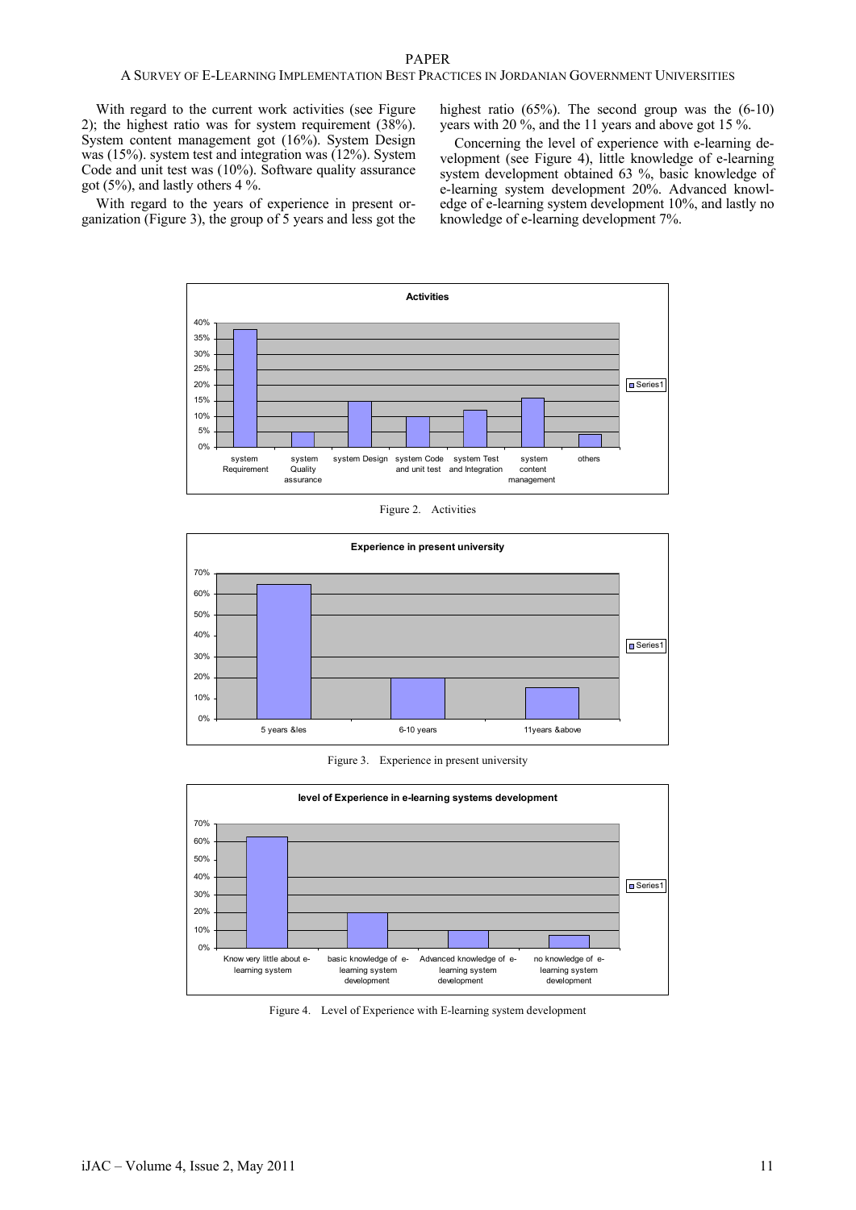With regard to the current work activities (see Figure 2); the highest ratio was for system requirement (38%). System content management got (16%). System Design was (15%). system test and integration was (12%). System Code and unit test was (10%). Software quality assurance got (5%), and lastly others 4 %.

With regard to the years of experience in present organization (Figure 3), the group of 5 years and less got the highest ratio (65%). The second group was the (6-10) years with 20 %, and the 11 years and above got 15 %.

Concerning the level of experience with e-learning development (see Figure 4), little knowledge of e-learning system development obtained 63 %, basic knowledge of e-learning system development 20%. Advanced knowledge of e-learning system development 10%, and lastly no knowledge of e-learning development 7%.

Figure 2. Activities

Figure 3. Experience in present university

Figure 4. Level of Experience with E-learning system development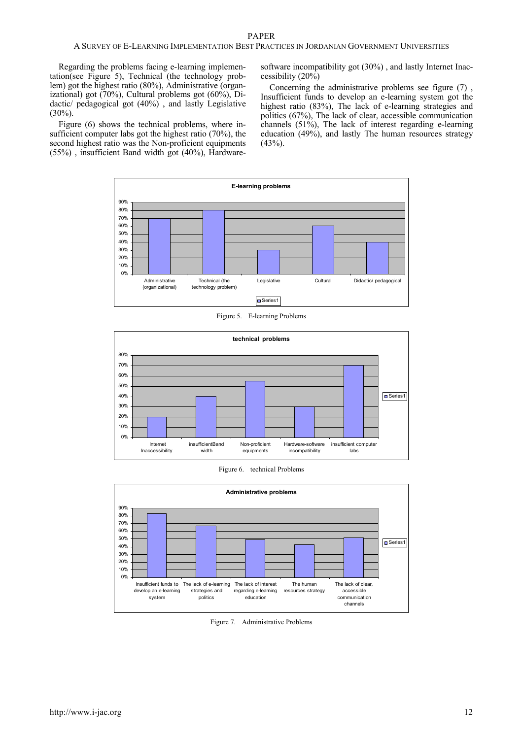Regarding the problems facing e-learning implementation(see Figure 5), Technical (the technology problem) got the highest ratio (80%), Administrative (organizational) got (70%), Cultural problems got (60%), Didactic/ pedagogical got (40%) , and lastly Legislative (30%).

Figure (6) shows the technical problems, where insufficient computer labs got the highest ratio (70%), the second highest ratio was the Non-proficient equipments (55%) , insufficient Band width got (40%), Hardware-software incompatibility got (30%) , and lastly Internet Inaccessibility (20%)

Concerning the administrative problems see figure (7) , Insufficient funds to develop an e-learning system got the highest ratio (83%), The lack of e-learning strategies and politics (67%), The lack of clear, accessible communication channels (51%), The lack of interest regarding e-learning education (49%), and lastly The human resources strategy (43%).

Figure 5. E-learning Problems

Figure 6. technical Problems

Figure 7. Administrative Problems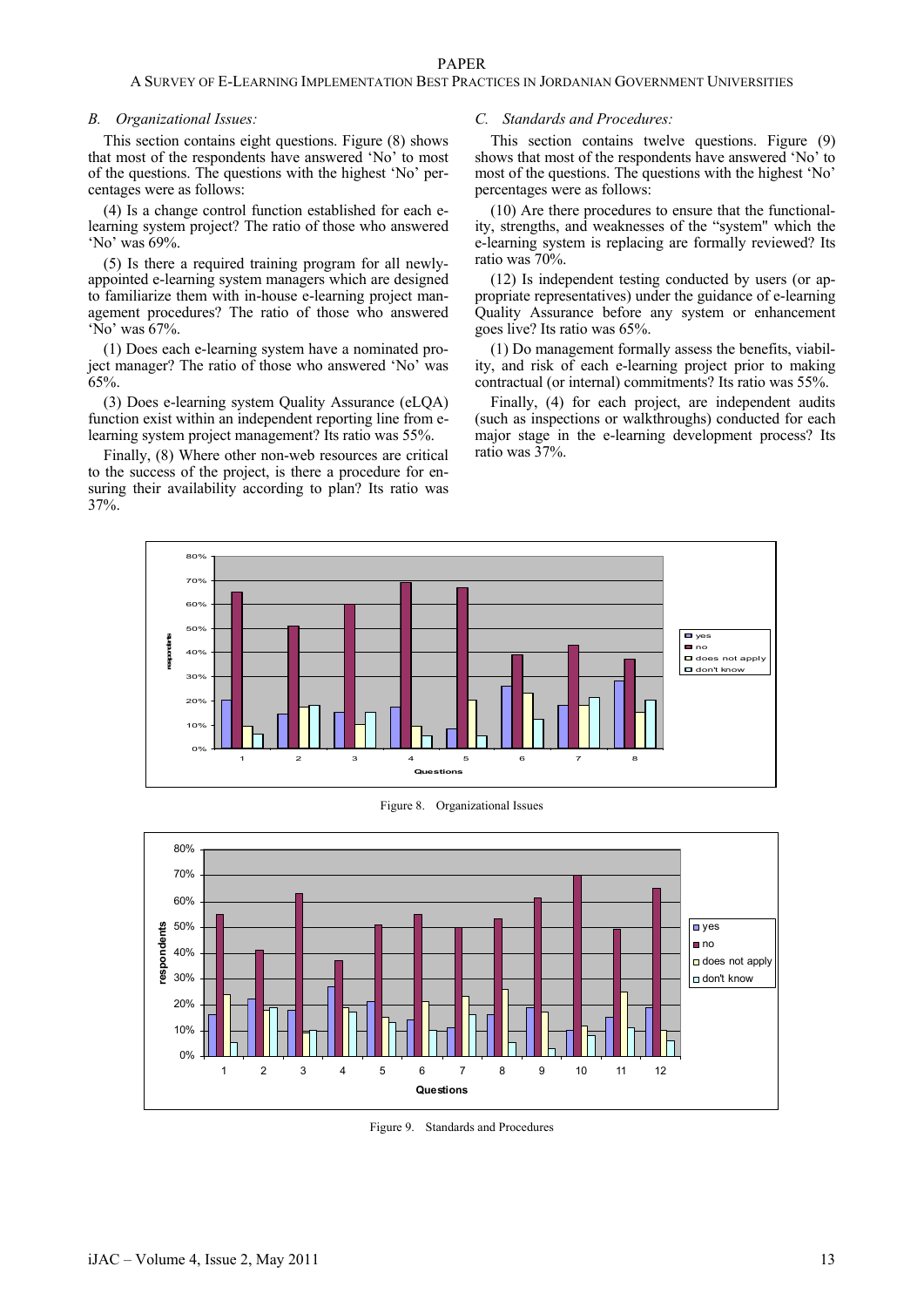### B. Organizational Issues:

This section contains eight questions. Figure (8) shows that most of the respondents have answered 'No' to most of the questions. The questions with the highest 'No' percentages were as follows:

(4) Is a change control function established for each e-learning system project? The ratio of those who answered 'No' was 69%.

(5) Is there a required training program for all newly-appointed e-learning system managers which are designed to familiarize them with in-house e-learning project management procedures? The ratio of those who answered 'No' was 67%.

(1) Does each e-learning system have a nominated project manager? The ratio of those who answered 'No' was 65%.

(3) Does e-learning system Quality Assurance (eLQA) function exist within an independent reporting line from e-learning system project management? Its ratio was 55%.

Finally, (8) Where other non-web resources are critical to the success of the project, is there a procedure for ensuring their availability according to plan? Its ratio was 37%.

### C. Standards and Procedures:

This section contains twelve questions. Figure (9) shows that most of the respondents have answered 'No' to most of the questions. The questions with the highest 'No' percentages were as follows:

(10) Are there procedures to ensure that the functionality, strengths, and weaknesses of the "system" which the e-learning system is replacing are formally reviewed? Its ratio was 70%.

(12) Is independent testing conducted by users (or appropriate representatives) under the guidance of e-learning Quality Assurance before any system or enhancement goes live? Its ratio was 65%.

(1) Do management formally assess the benefits, viability, and risk of each e-learning project prior to making contractual (or internal) commitments? Its ratio was 55%.

Finally, (4) for each project, are independent audits (such as inspections or walkthroughs) conducted for each major stage in the e-learning development process? Its ratio was 37%.

Figure 8. Organizational Issues

Figure 9. Standards and Procedures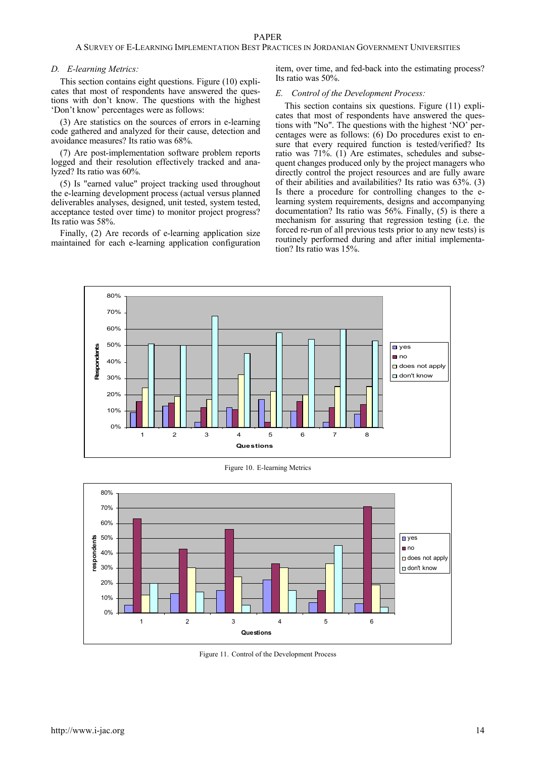### D. E-learning Metrics:

This section contains eight questions. Figure (10) explicates that most of respondents have answered the questions with don't know. The questions with the highest 'Don't know' percentages were as follows:

(3) Are statistics on the sources of errors in e-learning code gathered and analyzed for their cause, detection and avoidance measures? Its ratio was 68%.

(7) Are post-implementation software problem reports logged and their resolution effectively tracked and analyzed? Its ratio was 60%.

(5) Is "earned value" project tracking used throughout the e-learning development process (actual versus planned deliverables analyses, designed, unit tested, system tested, acceptance tested over time) to monitor project progress? Its ratio was 58%.

Finally, (2) Are records of e-learning application size maintained for each e-learning application configuration item, over time, and fed-back into the estimating process? Its ratio was 50%.

### E. Control of the Development Process:

This section contains six questions. Figure (11) explicates that most of respondents have answered the questions with "No". The questions with the highest 'NO' percentages were as follows: (6) Do procedures exist to ensure that every required function is tested/verified? Its ratio was 71%. (1) Are estimates, schedules and subsequent changes produced only by the project managers who directly control the project resources and are fully aware of their abilities and availabilities? Its ratio was 63%. (3) Is there a procedure for controlling changes to the e-learning system requirements, designs and accompanying documentation? Its ratio was 56%. Finally, (5) is there a mechanism for assuring that regression testing (i.e. the forced re-run of all previous tests prior to any new tests) is routinely performed during and after initial implementation? Its ratio was 15%.

Figure 10. E-learning Metrics

Figure 11. Control of the Development Process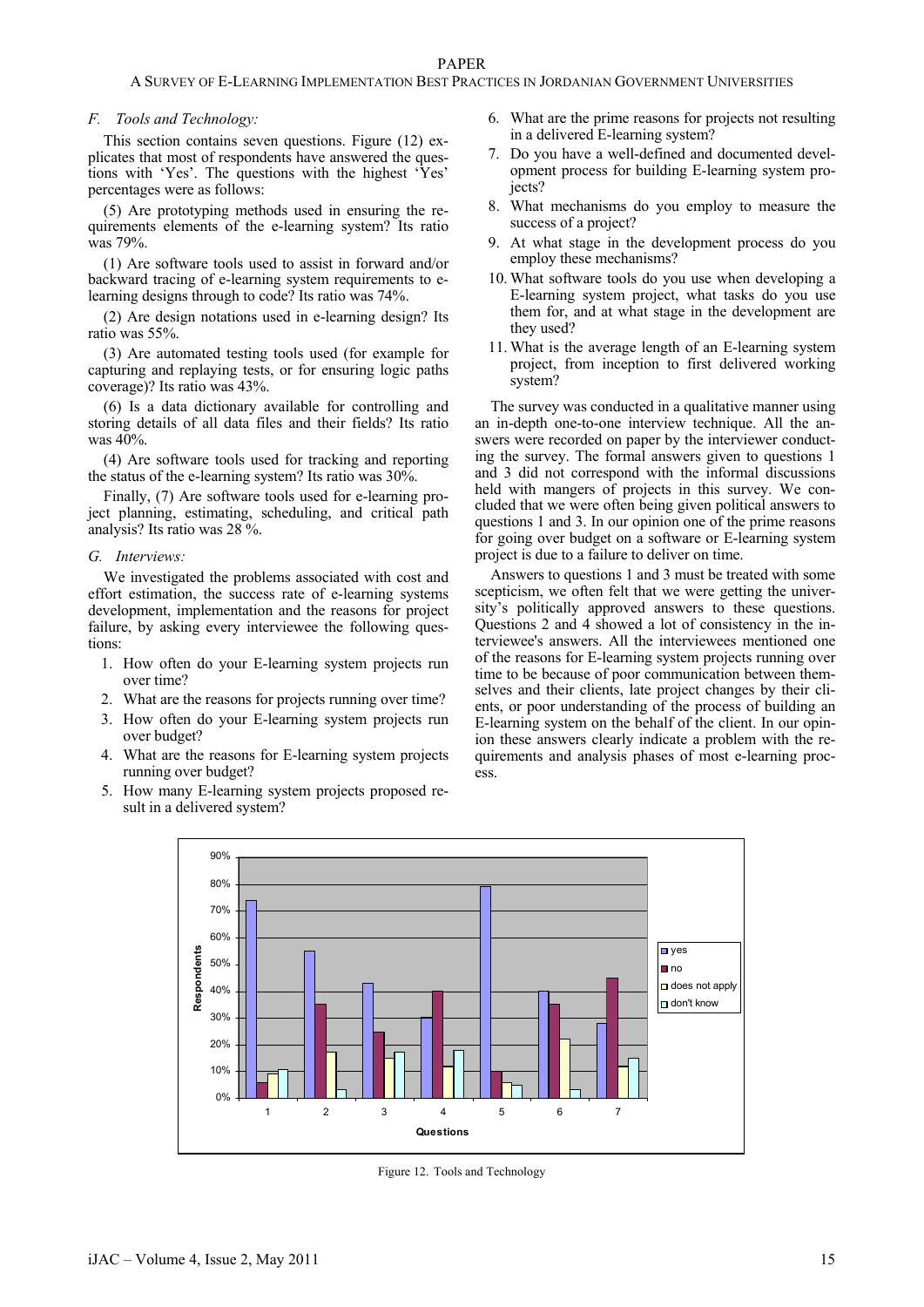### F. Tools and Technology:

This section contains seven questions. Figure (12) explicates that most of respondents have answered the questions with 'Yes'. The questions with the highest 'Yes' percentages were as follows:

(5) Are prototyping methods used in ensuring the requirements elements of the e-learning system? Its ratio was 79%.

(1) Are software tools used to assist in forward and/or backward tracing of e-learning system requirements to e-learning designs through to code? Its ratio was 74%.

(2) Are design notations used in e-learning design? Its ratio was 55%.

(3) Are automated testing tools used (for example for capturing and replaying tests, or for ensuring logic paths coverage)? Its ratio was 43%.

(6) Is a data dictionary available for controlling and storing details of all data files and their fields? Its ratio was 40%.

(4) Are software tools used for tracking and reporting the status of the e-learning system? Its ratio was 30%.

Finally, (7) Are software tools used for e-learning project planning, estimating, scheduling, and critical path analysis? Its ratio was 28 %.

### G. Interviews:

We investigated the problems associated with cost and effort estimation, the success rate of e-learning systems development, implementation and the reasons for project failure, by asking every interviewee the following questions:

1. How often do your E-learning system projects run over time?
2. What are the reasons for projects running over time?
3. How often do your E-learning system projects run over budget?
4. What are the reasons for E-learning system projects running over budget?
5. How many E-learning system projects proposed result in a delivered system?
6. What are the prime reasons for projects not resulting in a delivered E-learning system?
7. Do you have a well-defined and documented development process for building E-learning system projects?
8. What mechanisms do you employ to measure the success of a project?
9. At what stage in the development process do you employ these mechanisms?
10. What software tools do you use when developing a E-learning system project, what tasks do you use them for, and at what stage in the development are they used?
11. What is the average length of an E-learning system project, from inception to first delivered working system?

The survey was conducted in a qualitative manner using an in-depth one-to-one interview technique. All the answers were recorded on paper by the interviewer conducting the survey. The formal answers given to questions 1 and 3 did not correspond with the informal discussions held with mangers of projects in this survey. We concluded that we were often being given political answers to questions 1 and 3. In our opinion one of the prime reasons for going over budget on a software or E-learning system project is due to a failure to deliver on time.

Answers to questions 1 and 3 must be treated with some scepticism, we often felt that we were getting the university's politically approved answers to these questions. Questions 2 and 4 showed a lot of consistency in the interviewee's answers. All the interviewees mentioned one of the reasons for E-learning system projects running over time to be because of poor communication between themselves and their clients, late project changes by their clients, or poor understanding of the process of building an E-learning system on the behalf of the client. In our opinion these answers clearly indicate a problem with the requirements and analysis phases of most e-learning process.

Figure 12. Tools and Technology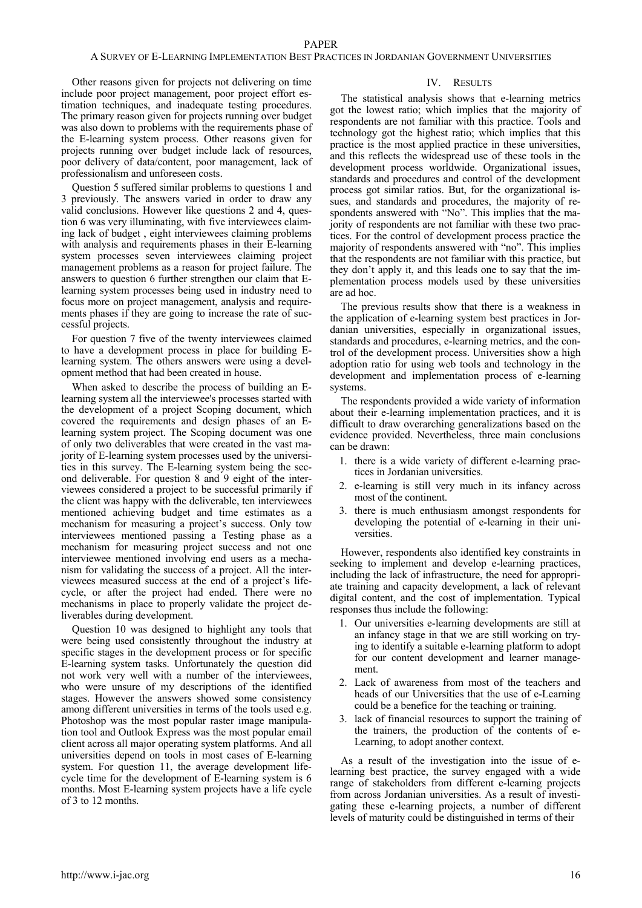Other reasons given for projects not delivering on time include poor project management, poor project effort estimation techniques, and inadequate testing procedures. The primary reason given for projects running over budget was also down to problems with the requirements phase of the E-learning system process. Other reasons given for projects running over budget include lack of resources, poor delivery of data/content, poor management, lack of professionalism and unforeseen costs.

Question 5 suffered similar problems to questions 1 and 3 previously. The answers varied in order to draw any valid conclusions. However like questions 2 and 4, question 6 was very illuminating, with five interviewees claiming lack of budget , eight interviewees claiming problems with analysis and requirements phases in their E-learning system processes seven interviewees claiming project management problems as a reason for project failure. The answers to question 6 further strengthen our claim that E-learning system processes being used in industry need to focus more on project management, analysis and requirements phases if they are going to increase the rate of successful projects.

For question 7 five of the twenty interviewees claimed to have a development process in place for building E-learning system. The others answers were using a development method that had been created in house.

When asked to describe the process of building an E-learning system all the interviewee's processes started with the development of a project Scoping document, which covered the requirements and design phases of an E-learning system project. The Scoping document was one of only two deliverables that were created in the vast majority of E-learning system processes used by the universities in this survey. The E-learning system being the second deliverable. For question 8 and 9 eight of the interviewees considered a project to be successful primarily if the client was happy with the deliverable, ten interviewees mentioned achieving budget and time estimates as a mechanism for measuring a project's success. Only tow interviewees mentioned passing a Testing phase as a mechanism for measuring project success and not one interviewee mentioned involving end users as a mechanism for validating the success of a project. All the interviewees measured success at the end of a project's lifecycle, or after the project had ended. There were no mechanisms in place to properly validate the project deliverables during development.

Question 10 was designed to highlight any tools that were being used consistently throughout the industry at specific stages in the development process or for specific E-learning system tasks. Unfortunately the question did not work very well with a number of the interviewees, who were unsure of my descriptions of the identified stages. However the answers showed some consistency among different universities in terms of the tools used e.g. Photoshop was the most popular raster image manipulation tool and Outlook Express was the most popular email client across all major operating system platforms. And all universities depend on tools in most cases of E-learning system. For question 11, the average development lifecycle time for the development of E-learning system is 6 months. Most E-learning system projects have a life cycle of 3 to 12 months.

## IV. Results

The statistical analysis shows that e-learning metrics got the lowest ratio; which implies that the majority of respondents are not familiar with this practice. Tools and technology got the highest ratio; which implies that this practice is the most applied practice in these universities, and this reflects the widespread use of these tools in the development process worldwide. Organizational issues, standards and procedures and control of the development process got similar ratios. But, for the organizational issues, and standards and procedures, the majority of respondents answered with "No". This implies that the majority of respondents are not familiar with these two practices. For the control of development process practice the majority of respondents answered with "no". This implies that the respondents are not familiar with this practice, but they don't apply it, and this leads one to say that the implementation process models used by these universities are ad hoc.

The previous results show that there is a weakness in the application of e-learning system best practices in Jordanian universities, especially in organizational issues, standards and procedures, e-learning metrics, and the control of the development process. Universities show a high adoption ratio for using web tools and technology in the development and implementation process of e-learning systems.

The respondents provided a wide variety of information about their e-learning implementation practices, and it is difficult to draw overarching generalizations based on the evidence provided. Nevertheless, three main conclusions can be drawn:

1. there is a wide variety of different e-learning practices in Jordanian universities.
2. e-learning is still very much in its infancy across most of the continent.
3. there is much enthusiasm amongst respondents for developing the potential of e-learning in their universities.

However, respondents also identified key constraints in seeking to implement and develop e-learning practices, including the lack of infrastructure, the need for appropriate training and capacity development, a lack of relevant digital content, and the cost of implementation. Typical responses thus include the following:

1. Our universities e-learning developments are still at an infancy stage in that we are still working on trying to identify a suitable e-learning platform to adopt for our content development and learner management.
2. Lack of awareness from most of the teachers and heads of our Universities that the use of e-Learning could be a benefice for the teaching or training.
3. lack of financial resources to support the training of the trainers, the production of the contents of e-Learning, to adopt another context.

As a result of the investigation into the issue of e-learning best practice, the survey engaged with a wide range of stakeholders from different e-learning projects from across Jordanian universities. As a result of investigating these e-learning projects, a number of different levels of maturity could be distinguished in terms of their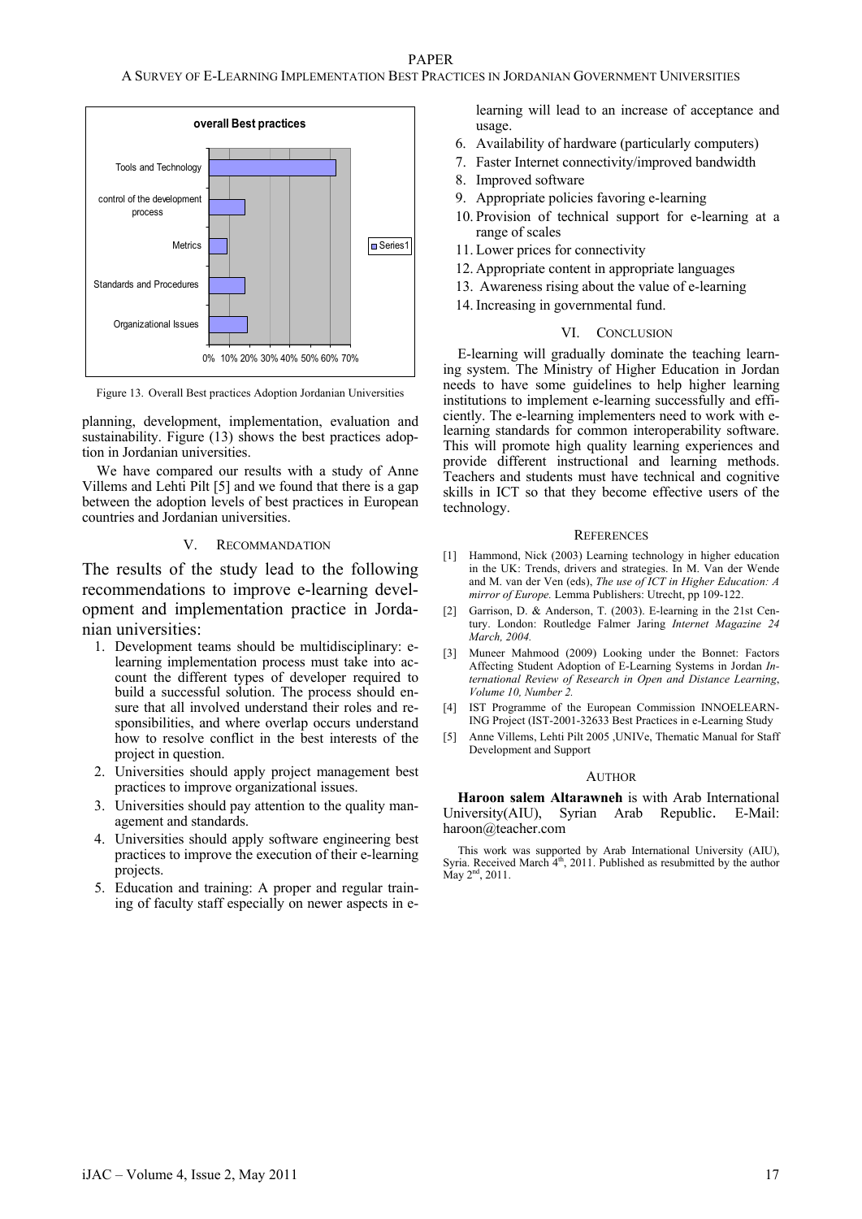overall Best practices

Tools and Technology

control of the development process

Metrics

Standards and Procedures

Organizational Issues

0% 10% 20% 30% 40% 50% 60% 70%

Series1

Figure 13. Overall Best practices Adoption Jordanian Universities

planning, development, implementation, evaluation and sustainability. Figure (13) shows the best practices adoption in Jordanian universities.

We have compared our results with a study of Anne Villems and Lehti Pilt [5] and we found that there is a gap between the adoption levels of best practices in European countries and Jordanian universities.

## V. Recommandation

The results of the study lead to the following recommendations to improve e-learning development and implementation practice in Jordanian universities:

1. Development teams should be multidisciplinary: e-learning implementation process must take into account the different types of developer required to build a successful solution. The process should ensure that all involved understand their roles and responsibilities, and where overlap occurs understand how to resolve conflict in the best interests of the project in question.
2. Universities should apply project management best practices to improve organizational issues.
3. Universities should pay attention to the quality management and standards.
4. Universities should apply software engineering best practices to improve the execution of their e-learning projects.
5. Education and training: A proper and regular training of faculty staff especially on newer aspects in e-learning will lead to an increase of acceptance and usage.
6. Availability of hardware (particularly computers)
7. Faster Internet connectivity/improved bandwidth
8. Improved software
9. Appropriate policies favoring e-learning
10. Provision of technical support for e-learning at a range of scales
11. Lower prices for connectivity
12. Appropriate content in appropriate languages
13. Awareness rising about the value of e-learning
14. Increasing in governmental fund.

## VI. Conclusion

E-learning will gradually dominate the teaching learning system. The Ministry of Higher Education in Jordan needs to have some guidelines to help higher learning institutions to implement e-learning successfully and efficiently. The e-learning implementers need to work with e-learning standards for common interoperability software. This will promote high quality learning experiences and provide different instructional and learning methods. Teachers and students must have technical and cognitive skills in ICT so that they become effective users of the technology.

## References

[1] Hammond, Nick (2003) Learning technology in higher education in the UK: Trends, drivers and strategies. In M. Van der Wende and M. van der Ven (eds), *The use of ICT in Higher Education: A mirror of Europe.* Lemma Publishers: Utrecht, pp 109-122.

[2] Garrison, D. & Anderson, T. (2003). E-learning in the 21st Century. London: Routledge Falmer Jaring *Internet Magazine 24 March, 2004.*

[3] Muneer Mahmood (2009) Looking under the Bonnet: Factors Affecting Student Adoption of E-Learning Systems in Jordan *International Review of Research in Open and Distance Learning*, *Volume 10, Number 2.*

[4] IST Programme of the European Commission INNOELEARNING Project (IST-2001-32633 Best Practices in e-Learning Study

[5] Anne Villems, Lehti Pilt 2005 ,UNIVe, Thematic Manual for Staff Development and Support

## Author

**Haroon salem Altarawneh** is with Arab International University(AIU), Syrian Arab Republic. E-Mail: haroon@teacher.com

This work was supported by Arab International University (AIU), Syria. Received March 4th, 2011. Published as resubmitted by the author May 2nd, 2011.